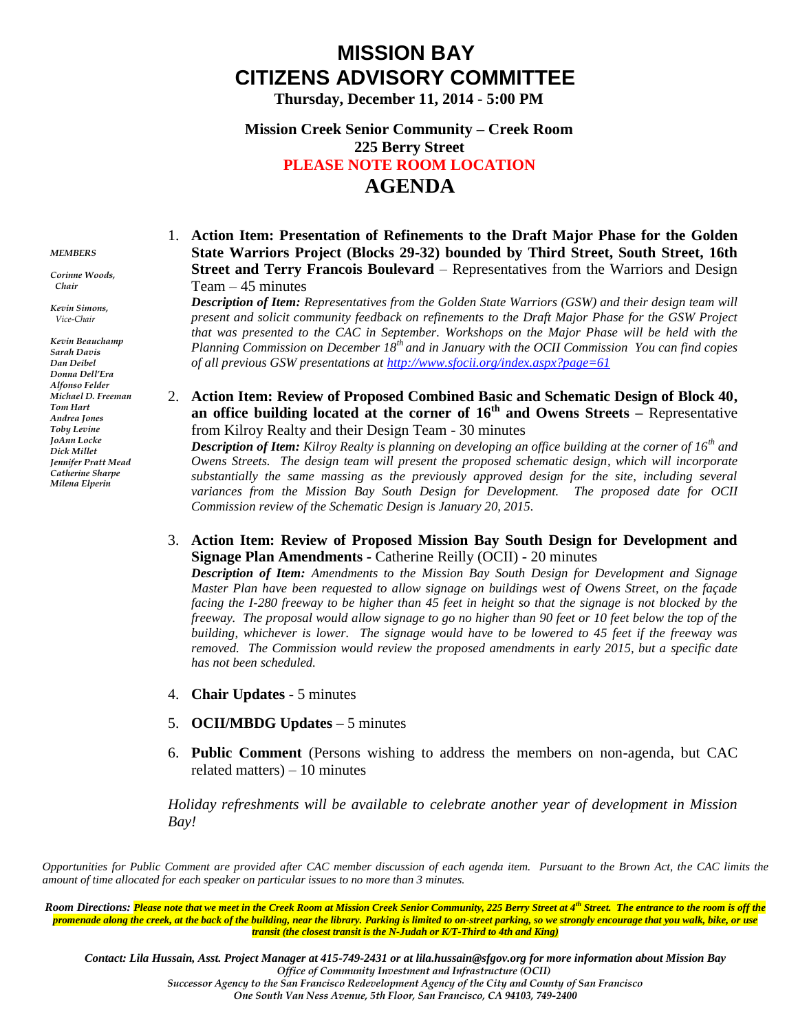# MISSION BAY
# CITIZENS ADVISORY COMMITTEE

**Thursday, December 11, 2014 - 5:00 PM**

**Mission Creek Senior Community – Creek Room**
**225 Berry Street**
**PLEASE NOTE ROOM LOCATION**

## AGENDA

***MEMBERS***

*Corinne Woods, Chair*

*Kevin Simons, Vice-Chair*

*Kevin Beauchamp*
*Sarah Davis*
*Dan Deibel*
*Donna Dell'Era*
*Alfonso Felder*
*Michael D. Freeman*
*Tom Hart*
*Andrea Jones*
*Toby Levine*
*JoAnn Locke*
*Dick Millet*
*Jennifer Pratt Mead*
*Catherine Sharpe*
*Milena Elperin*

1. **Action Item: Presentation of Refinements to the Draft Major Phase for the Golden State Warriors Project (Blocks 29-32) bounded by Third Street, South Street, 16th Street and Terry Francois Boulevard** – Representatives from the Warriors and Design Team – 45 minutes
   ***Description of Item:*** *Representatives from the Golden State Warriors (GSW) and their design team will present and solicit community feedback on refinements to the Draft Major Phase for the GSW Project that was presented to the CAC in September. Workshops on the Major Phase will be held with the Planning Commission on December 18th and in January with the OCII Commission You can find copies of all previous GSW presentations at [http://www.sfocii.org/index.aspx?page=61](http://www.sfocii.org/index.aspx?page=61)*

2. **Action Item: Review of Proposed Combined Basic and Schematic Design of Block 40, an office building located at the corner of 16th and Owens Streets –** Representative from Kilroy Realty and their Design Team - 30 minutes
   ***Description of Item:*** *Kilroy Realty is planning on developing an office building at the corner of 16th and Owens Streets. The design team will present the proposed schematic design, which will incorporate substantially the same massing as the previously approved design for the site, including several variances from the Mission Bay South Design for Development. The proposed date for OCII Commission review of the Schematic Design is January 20, 2015.*

3. **Action Item: Review of Proposed Mission Bay South Design for Development and Signage Plan Amendments -** Catherine Reilly (OCII) - 20 minutes
   ***Description of Item:*** *Amendments to the Mission Bay South Design for Development and Signage Master Plan have been requested to allow signage on buildings west of Owens Street, on the façade facing the I-280 freeway to be higher than 45 feet in height so that the signage is not blocked by the freeway. The proposal would allow signage to go no higher than 90 feet or 10 feet below the top of the building, whichever is lower. The signage would have to be lowered to 45 feet if the freeway was removed. The Commission would review the proposed amendments in early 2015, but a specific date has not been scheduled.*

4. **Chair Updates -** 5 minutes

5. **OCII/MBDG Updates –** 5 minutes

6. **Public Comment** (Persons wishing to address the members on non-agenda, but CAC related matters) – 10 minutes

*Holiday refreshments will be available to celebrate another year of development in Mission Bay!*

*Opportunities for Public Comment are provided after CAC member discussion of each agenda item. Pursuant to the Brown Act, the CAC limits the amount of time allocated for each speaker on particular issues to no more than 3 minutes.*

***Room Directions:*** ***Please note that we meet in the Creek Room at Mission Creek Senior Community, 225 Berry Street at 4th Street. The entrance to the room is off the promenade along the creek, at the back of the building, near the library. Parking is limited to on-street parking, so we strongly encourage that you walk, bike, or use transit (the closest transit is the N-Judah or K/T-Third to 4th and King)***

***Contact: Lila Hussain, Asst. Project Manager at 415-749-2431 or at lila.hussain@sfgov.org for more information about Mission Bay***
*Office of Community Investment and Infrastructure (OCII)*
*Successor Agency to the San Francisco Redevelopment Agency of the City and County of San Francisco*
*One South Van Ness Avenue, 5th Floor, San Francisco, CA 94103, 749-2400*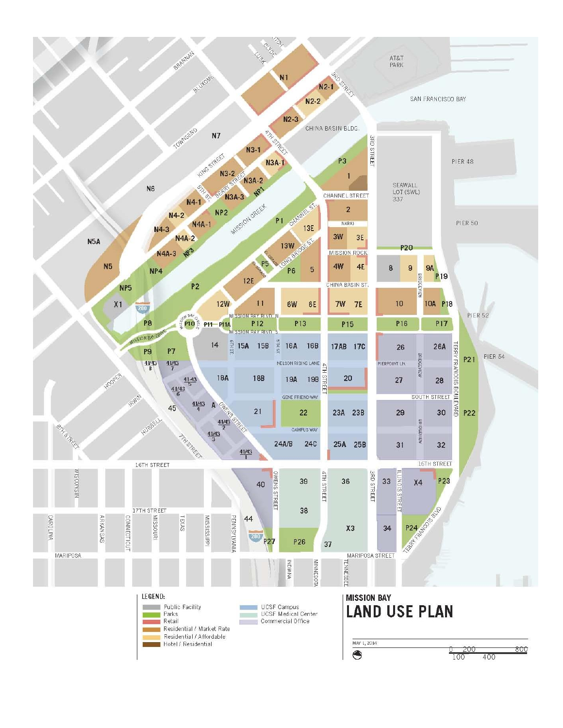# MISSION BAY

# LAND USE PLAN

MAY 1, 2014

LEGEND:

- Public Facility
- Parks
- Retail
- Residential / Market Rate
- Residential / Affordable
- Hotel / Residential
- UCSF Campus
- UCSF Medical Center
- Commercial Office

0 100 200 400 800